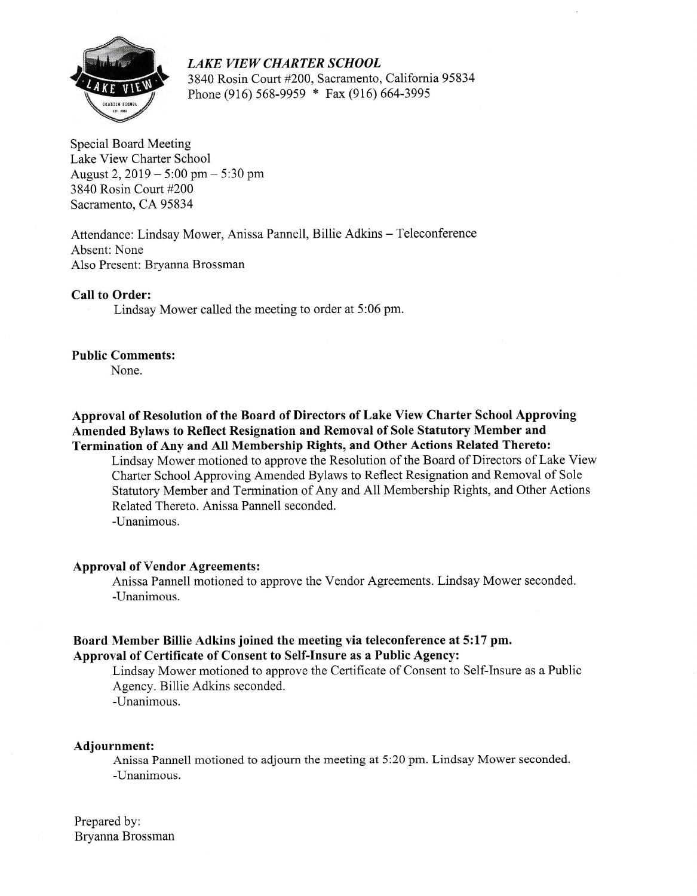*LAKE VIEW CHARTER SCHOOL*
3840 Rosin Court #200, Sacramento, California 95834
Phone (916) 568-9959 * Fax (916) 664-3995

Special Board Meeting
Lake View Charter School
August 2, 2019 – 5:00 pm – 5:30 pm
3840 Rosin Court #200
Sacramento, CA 95834

Attendance: Lindsay Mower, Anissa Pannell, Billie Adkins – Teleconference
Absent: None
Also Present: Bryanna Brossman

**Call to Order:**

Lindsay Mower called the meeting to order at 5:06 pm.

**Public Comments:**

None.

**Approval of Resolution of the Board of Directors of Lake View Charter School Approving Amended Bylaws to Reflect Resignation and Removal of Sole Statutory Member and Termination of Any and All Membership Rights, and Other Actions Related Thereto:**

Lindsay Mower motioned to approve the Resolution of the Board of Directors of Lake View Charter School Approving Amended Bylaws to Reflect Resignation and Removal of Sole Statutory Member and Termination of Any and All Membership Rights, and Other Actions Related Thereto. Anissa Pannell seconded.
-Unanimous.

**Approval of Vendor Agreements:**

Anissa Pannell motioned to approve the Vendor Agreements. Lindsay Mower seconded.
-Unanimous.

**Board Member Billie Adkins joined the meeting via teleconference at 5:17 pm.**

**Approval of Certificate of Consent to Self-Insure as a Public Agency:**

Lindsay Mower motioned to approve the Certificate of Consent to Self-Insure as a Public Agency. Billie Adkins seconded.
-Unanimous.

**Adjournment:**

Anissa Pannell motioned to adjourn the meeting at 5:20 pm. Lindsay Mower seconded.
-Unanimous.

Prepared by:
Bryanna Brossman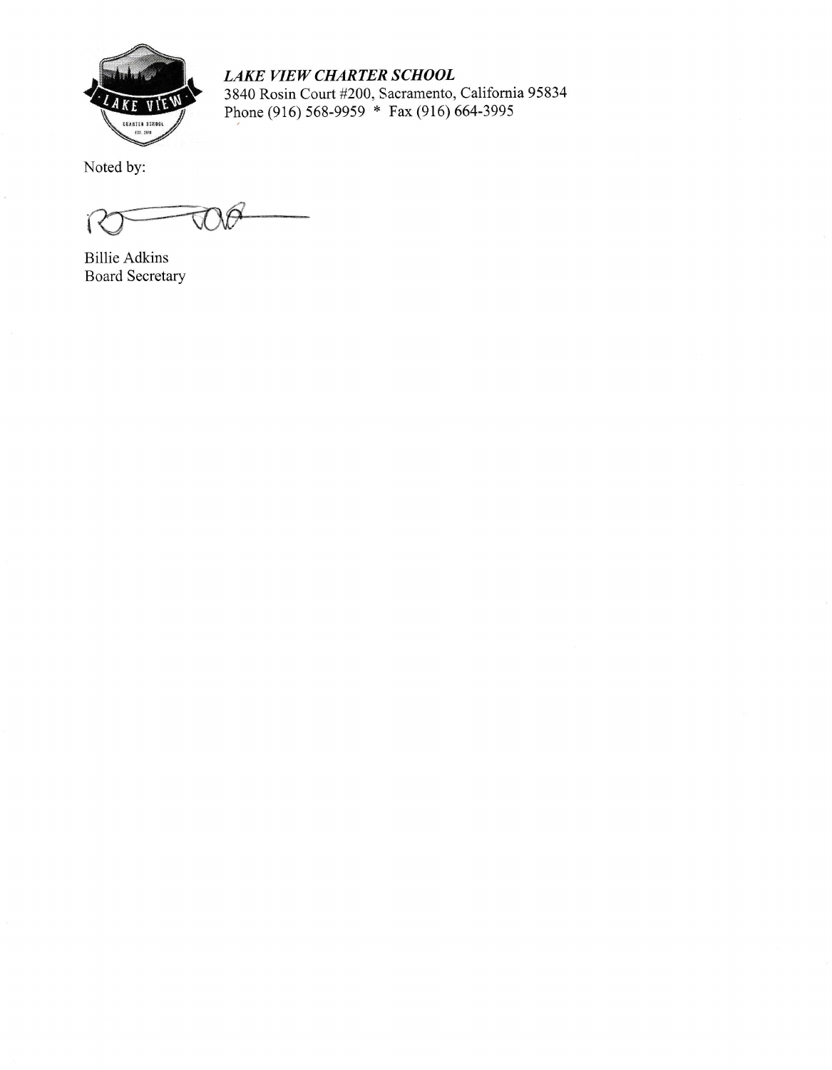*LAKE VIEW CHARTER SCHOOL*
3840 Rosin Court #200, Sacramento, California 95834
Phone (916) 568-9959 * Fax (916) 664-3995

Noted by:

Billie Adkins
Board Secretary